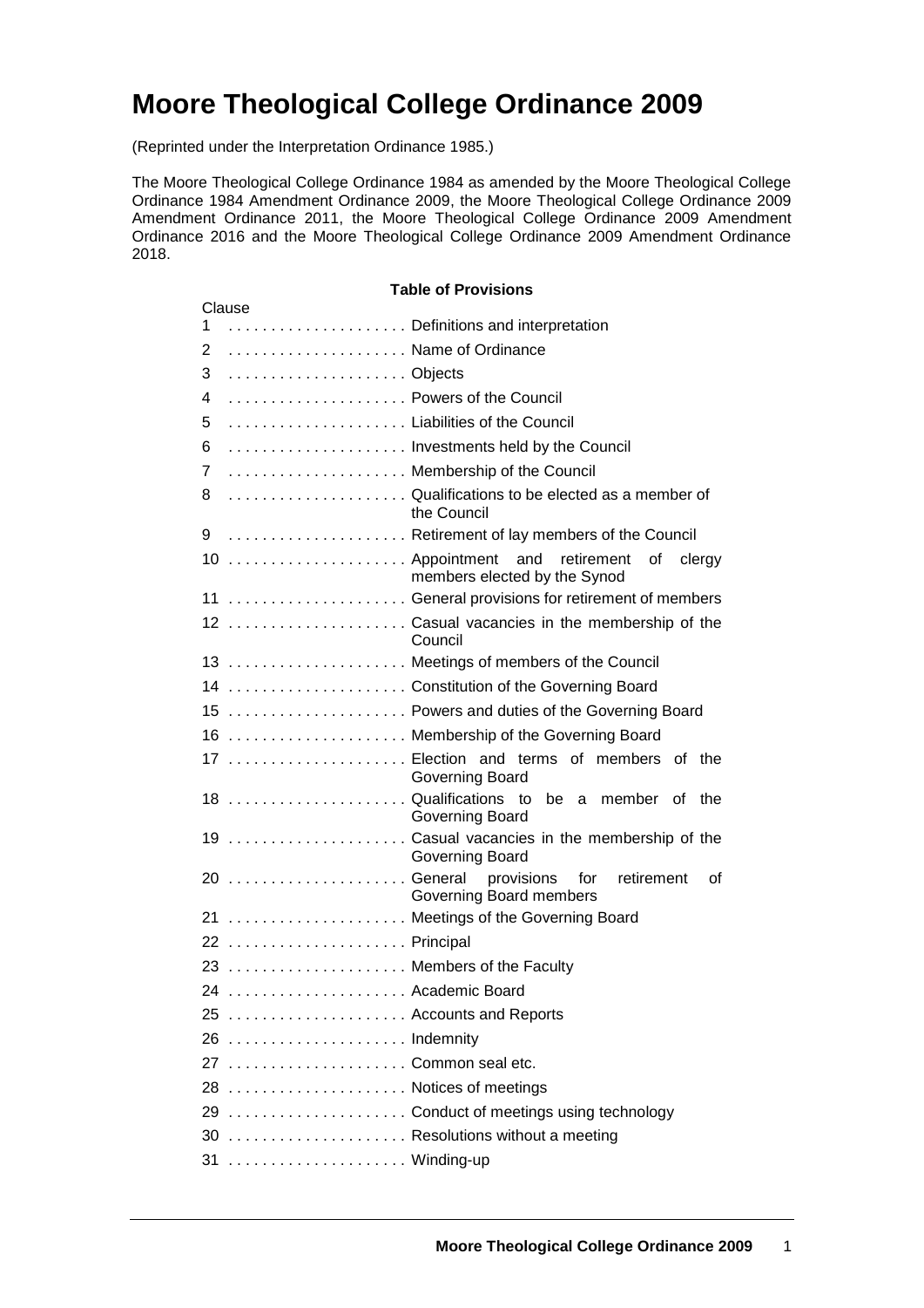# Moore Theological College Ordinance 2009

(Reprinted under the Interpretation Ordinance 1985.)

The Moore Theological College Ordinance 1984 as amended by the Moore Theological College Ordinance 1984 Amendment Ordinance 2009, the Moore Theological College Ordinance 2009 Amendment Ordinance 2011, the Moore Theological College Ordinance 2009 Amendment Ordinance 2016 and the Moore Theological College Ordinance 2009 Amendment Ordinance 2018.

**Table of Provisions**

| Clause | |
|---|---|
| 1 | Definitions and interpretation |
| 2 | Name of Ordinance |
| 3 | Objects |
| 4 | Powers of the Council |
| 5 | Liabilities of the Council |
| 6 | Investments held by the Council |
| 7 | Membership of the Council |
| 8 | Qualifications to be elected as a member of the Council |
| 9 | Retirement of lay members of the Council |
| 10 | Appointment and retirement of clergy members elected by the Synod |
| 11 | General provisions for retirement of members |
| 12 | Casual vacancies in the membership of the Council |
| 13 | Meetings of members of the Council |
| 14 | Constitution of the Governing Board |
| 15 | Powers and duties of the Governing Board |
| 16 | Membership of the Governing Board |
| 17 | Election and terms of members of the Governing Board |
| 18 | Qualifications to be a member of the Governing Board |
| 19 | Casual vacancies in the membership of the Governing Board |
| 20 | General provisions for retirement of Governing Board members |
| 21 | Meetings of the Governing Board |
| 22 | Principal |
| 23 | Members of the Faculty |
| 24 | Academic Board |
| 25 | Accounts and Reports |
| 26 | Indemnity |
| 27 | Common seal etc. |
| 28 | Notices of meetings |
| 29 | Conduct of meetings using technology |
| 30 | Resolutions without a meeting |
| 31 | Winding-up |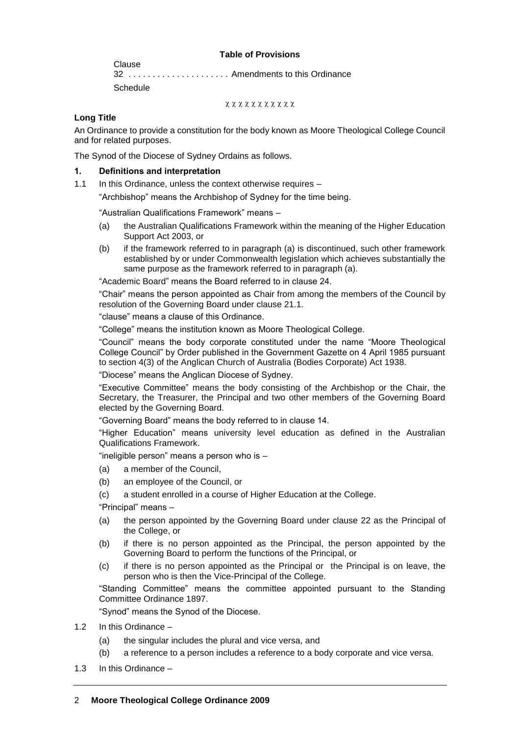**Table of Provisions**

Clause

32 . . . . . . . . . . . . . . . . . . . . . Amendments to this Ordinance

Schedule

χ χ χ χ χ χ χ χ χ χ χ

**Long Title**

An Ordinance to provide a constitution for the body known as Moore Theological College Council and for related purposes.

The Synod of the Diocese of Sydney Ordains as follows.

**1. Definitions and interpretation**

1.1 In this Ordinance, unless the context otherwise requires –

"Archbishop" means the Archbishop of Sydney for the time being.

"Australian Qualifications Framework" means –

(a) the Australian Qualifications Framework within the meaning of the Higher Education Support Act 2003, or

(b) if the framework referred to in paragraph (a) is discontinued, such other framework established by or under Commonwealth legislation which achieves substantially the same purpose as the framework referred to in paragraph (a).

"Academic Board" means the Board referred to in clause 24.

"Chair" means the person appointed as Chair from among the members of the Council by resolution of the Governing Board under clause 21.1.

"clause" means a clause of this Ordinance.

"College" means the institution known as Moore Theological College.

"Council" means the body corporate constituted under the name "Moore Theological College Council" by Order published in the Government Gazette on 4 April 1985 pursuant to section 4(3) of the Anglican Church of Australia (Bodies Corporate) Act 1938.

"Diocese" means the Anglican Diocese of Sydney.

"Executive Committee" means the body consisting of the Archbishop or the Chair, the Secretary, the Treasurer, the Principal and two other members of the Governing Board elected by the Governing Board.

"Governing Board" means the body referred to in clause 14.

"Higher Education" means university level education as defined in the Australian Qualifications Framework.

"ineligible person" means a person who is –

(a) a member of the Council,

(b) an employee of the Council, or

(c) a student enrolled in a course of Higher Education at the College.

"Principal" means –

(a) the person appointed by the Governing Board under clause 22 as the Principal of the College, or

(b) if there is no person appointed as the Principal, the person appointed by the Governing Board to perform the functions of the Principal, or

(c) if there is no person appointed as the Principal or the Principal is on leave, the person who is then the Vice-Principal of the College.

"Standing Committee" means the committee appointed pursuant to the Standing Committee Ordinance 1897.

"Synod" means the Synod of the Diocese.

1.2 In this Ordinance –

(a) the singular includes the plural and vice versa, and

(b) a reference to a person includes a reference to a body corporate and vice versa.

1.3 In this Ordinance –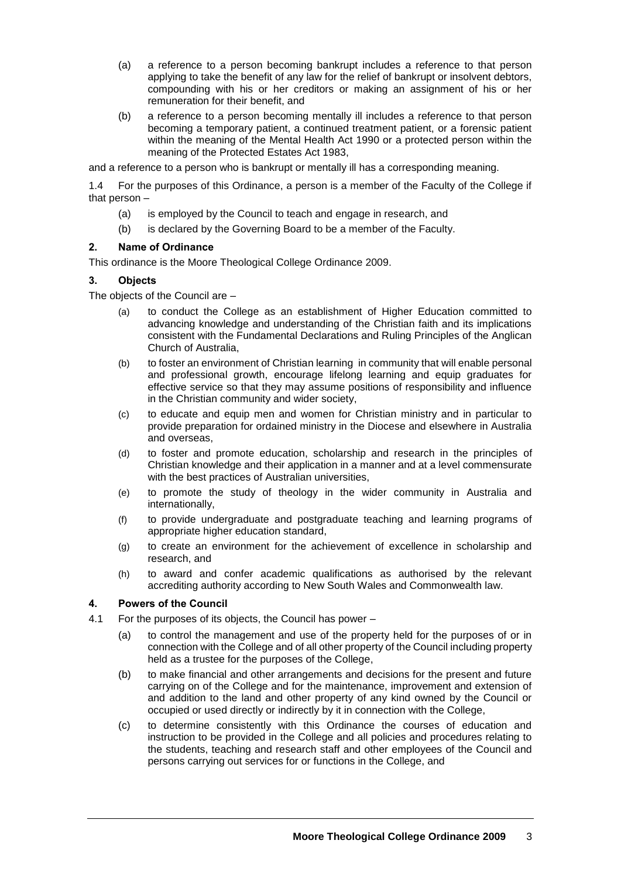(a) a reference to a person becoming bankrupt includes a reference to that person applying to take the benefit of any law for the relief of bankrupt or insolvent debtors, compounding with his or her creditors or making an assignment of his or her remuneration for their benefit, and

(b) a reference to a person becoming mentally ill includes a reference to that person becoming a temporary patient, a continued treatment patient, or a forensic patient within the meaning of the Mental Health Act 1990 or a protected person within the meaning of the Protected Estates Act 1983,

and a reference to a person who is bankrupt or mentally ill has a corresponding meaning.

1.4 For the purposes of this Ordinance, a person is a member of the Faculty of the College if that person –

(a) is employed by the Council to teach and engage in research, and

(b) is declared by the Governing Board to be a member of the Faculty.

### 2. Name of Ordinance

This ordinance is the Moore Theological College Ordinance 2009.

### 3. Objects

The objects of the Council are –

(a) to conduct the College as an establishment of Higher Education committed to advancing knowledge and understanding of the Christian faith and its implications consistent with the Fundamental Declarations and Ruling Principles of the Anglican Church of Australia,

(b) to foster an environment of Christian learning in community that will enable personal and professional growth, encourage lifelong learning and equip graduates for effective service so that they may assume positions of responsibility and influence in the Christian community and wider society,

(c) to educate and equip men and women for Christian ministry and in particular to provide preparation for ordained ministry in the Diocese and elsewhere in Australia and overseas,

(d) to foster and promote education, scholarship and research in the principles of Christian knowledge and their application in a manner and at a level commensurate with the best practices of Australian universities,

(e) to promote the study of theology in the wider community in Australia and internationally,

(f) to provide undergraduate and postgraduate teaching and learning programs of appropriate higher education standard,

(g) to create an environment for the achievement of excellence in scholarship and research, and

(h) to award and confer academic qualifications as authorised by the relevant accrediting authority according to New South Wales and Commonwealth law.

### 4. Powers of the Council

4.1 For the purposes of its objects, the Council has power –

(a) to control the management and use of the property held for the purposes of or in connection with the College and of all other property of the Council including property held as a trustee for the purposes of the College,

(b) to make financial and other arrangements and decisions for the present and future carrying on of the College and for the maintenance, improvement and extension of and addition to the land and other property of any kind owned by the Council or occupied or used directly or indirectly by it in connection with the College,

(c) to determine consistently with this Ordinance the courses of education and instruction to be provided in the College and all policies and procedures relating to the students, teaching and research staff and other employees of the Council and persons carrying out services for or functions in the College, and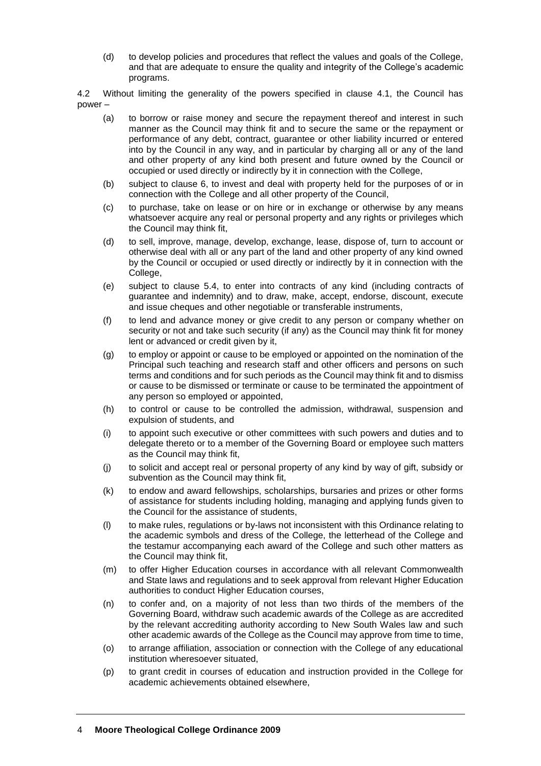(d) to develop policies and procedures that reflect the values and goals of the College, and that are adequate to ensure the quality and integrity of the College's academic programs.

4.2 Without limiting the generality of the powers specified in clause 4.1, the Council has power –

(a) to borrow or raise money and secure the repayment thereof and interest in such manner as the Council may think fit and to secure the same or the repayment or performance of any debt, contract, guarantee or other liability incurred or entered into by the Council in any way, and in particular by charging all or any of the land and other property of any kind both present and future owned by the Council or occupied or used directly or indirectly by it in connection with the College,

(b) subject to clause 6, to invest and deal with property held for the purposes of or in connection with the College and all other property of the Council,

(c) to purchase, take on lease or on hire or in exchange or otherwise by any means whatsoever acquire any real or personal property and any rights or privileges which the Council may think fit,

(d) to sell, improve, manage, develop, exchange, lease, dispose of, turn to account or otherwise deal with all or any part of the land and other property of any kind owned by the Council or occupied or used directly or indirectly by it in connection with the College,

(e) subject to clause 5.4, to enter into contracts of any kind (including contracts of guarantee and indemnity) and to draw, make, accept, endorse, discount, execute and issue cheques and other negotiable or transferable instruments,

(f) to lend and advance money or give credit to any person or company whether on security or not and take such security (if any) as the Council may think fit for money lent or advanced or credit given by it,

(g) to employ or appoint or cause to be employed or appointed on the nomination of the Principal such teaching and research staff and other officers and persons on such terms and conditions and for such periods as the Council may think fit and to dismiss or cause to be dismissed or terminate or cause to be terminated the appointment of any person so employed or appointed,

(h) to control or cause to be controlled the admission, withdrawal, suspension and expulsion of students, and

(i) to appoint such executive or other committees with such powers and duties and to delegate thereto or to a member of the Governing Board or employee such matters as the Council may think fit,

(j) to solicit and accept real or personal property of any kind by way of gift, subsidy or subvention as the Council may think fit,

(k) to endow and award fellowships, scholarships, bursaries and prizes or other forms of assistance for students including holding, managing and applying funds given to the Council for the assistance of students,

(l) to make rules, regulations or by-laws not inconsistent with this Ordinance relating to the academic symbols and dress of the College, the letterhead of the College and the testamur accompanying each award of the College and such other matters as the Council may think fit,

(m) to offer Higher Education courses in accordance with all relevant Commonwealth and State laws and regulations and to seek approval from relevant Higher Education authorities to conduct Higher Education courses,

(n) to confer and, on a majority of not less than two thirds of the members of the Governing Board, withdraw such academic awards of the College as are accredited by the relevant accrediting authority according to New South Wales law and such other academic awards of the College as the Council may approve from time to time,

(o) to arrange affiliation, association or connection with the College of any educational institution wheresoever situated,

(p) to grant credit in courses of education and instruction provided in the College for academic achievements obtained elsewhere,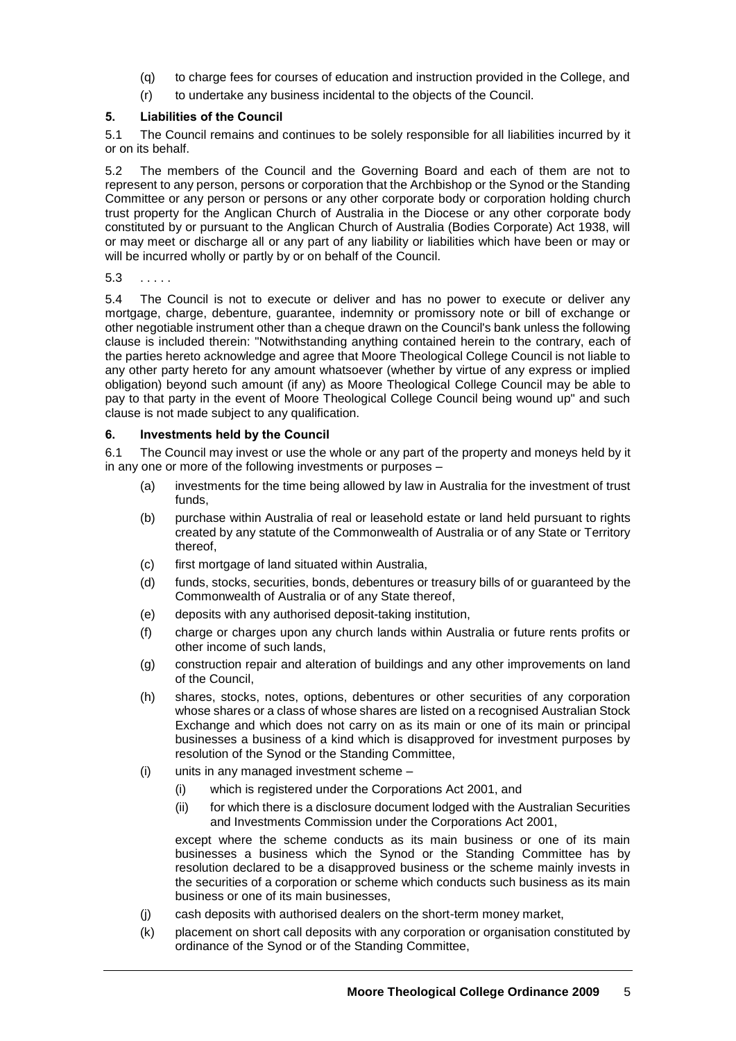(q) to charge fees for courses of education and instruction provided in the College, and

(r) to undertake any business incidental to the objects of the Council.

### 5. Liabilities of the Council

5.1 The Council remains and continues to be solely responsible for all liabilities incurred by it or on its behalf.

5.2 The members of the Council and the Governing Board and each of them are not to represent to any person, persons or corporation that the Archbishop or the Synod or the Standing Committee or any person or persons or any other corporate body or corporation holding church trust property for the Anglican Church of Australia in the Diocese or any other corporate body constituted by or pursuant to the Anglican Church of Australia (Bodies Corporate) Act 1938, will or may meet or discharge all or any part of any liability or liabilities which have been or may or will be incurred wholly or partly by or on behalf of the Council.

5.3 . . . . .

5.4 The Council is not to execute or deliver and has no power to execute or deliver any mortgage, charge, debenture, guarantee, indemnity or promissory note or bill of exchange or other negotiable instrument other than a cheque drawn on the Council's bank unless the following clause is included therein: "Notwithstanding anything contained herein to the contrary, each of the parties hereto acknowledge and agree that Moore Theological College Council is not liable to any other party hereto for any amount whatsoever (whether by virtue of any express or implied obligation) beyond such amount (if any) as Moore Theological College Council may be able to pay to that party in the event of Moore Theological College Council being wound up" and such clause is not made subject to any qualification.

### 6. Investments held by the Council

6.1 The Council may invest or use the whole or any part of the property and moneys held by it in any one or more of the following investments or purposes –

(a) investments for the time being allowed by law in Australia for the investment of trust funds,

(b) purchase within Australia of real or leasehold estate or land held pursuant to rights created by any statute of the Commonwealth of Australia or of any State or Territory thereof,

(c) first mortgage of land situated within Australia,

(d) funds, stocks, securities, bonds, debentures or treasury bills of or guaranteed by the Commonwealth of Australia or of any State thereof,

(e) deposits with any authorised deposit-taking institution,

(f) charge or charges upon any church lands within Australia or future rents profits or other income of such lands,

(g) construction repair and alteration of buildings and any other improvements on land of the Council,

(h) shares, stocks, notes, options, debentures or other securities of any corporation whose shares or a class of whose shares are listed on a recognised Australian Stock Exchange and which does not carry on as its main or one of its main or principal businesses a business of a kind which is disapproved for investment purposes by resolution of the Synod or the Standing Committee,

(i) units in any managed investment scheme –

   (i) which is registered under the Corporations Act 2001, and

   (ii) for which there is a disclosure document lodged with the Australian Securities and Investments Commission under the Corporations Act 2001,

   except where the scheme conducts as its main business or one of its main businesses a business which the Synod or the Standing Committee has by resolution declared to be a disapproved business or the scheme mainly invests in the securities of a corporation or scheme which conducts such business as its main business or one of its main businesses,

(j) cash deposits with authorised dealers on the short-term money market,

(k) placement on short call deposits with any corporation or organisation constituted by ordinance of the Synod or of the Standing Committee,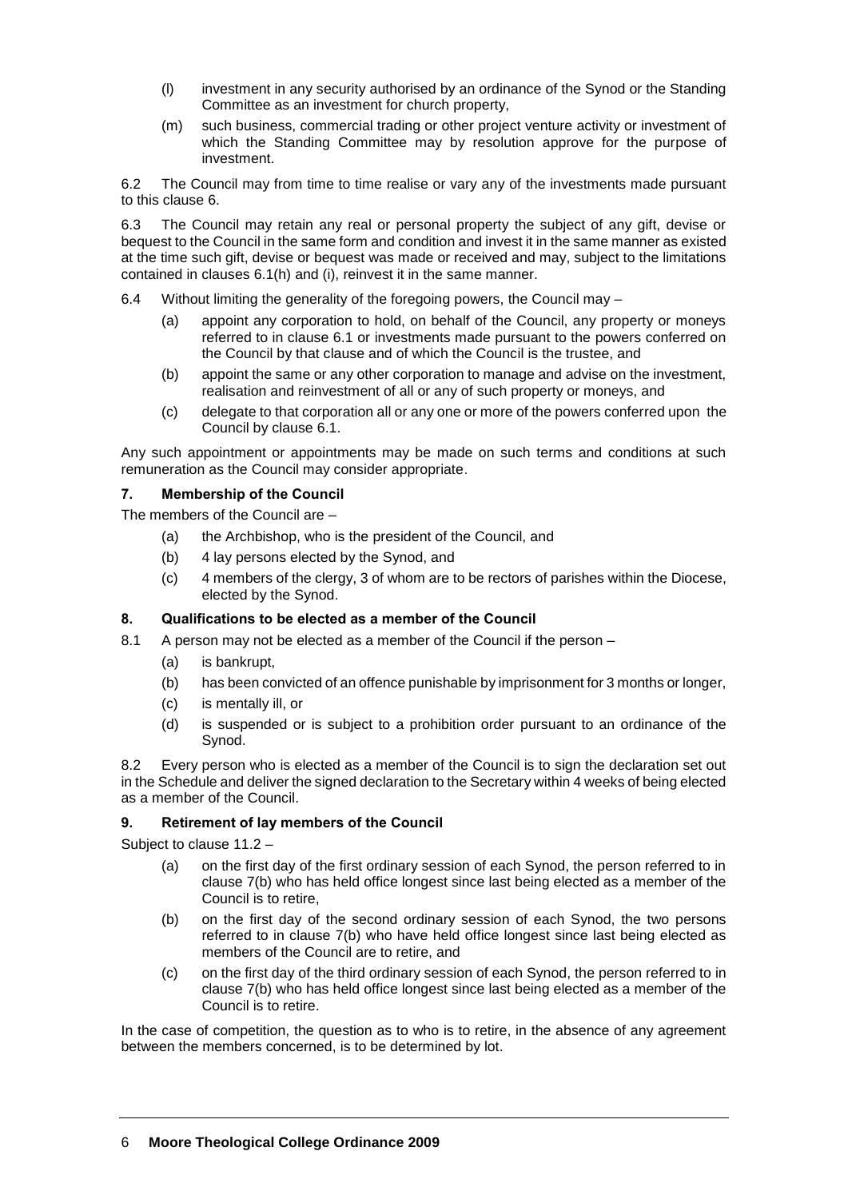(l) investment in any security authorised by an ordinance of the Synod or the Standing Committee as an investment for church property,

(m) such business, commercial trading or other project venture activity or investment of which the Standing Committee may by resolution approve for the purpose of investment.

6.2 The Council may from time to time realise or vary any of the investments made pursuant to this clause 6.

6.3 The Council may retain any real or personal property the subject of any gift, devise or bequest to the Council in the same form and condition and invest it in the same manner as existed at the time such gift, devise or bequest was made or received and may, subject to the limitations contained in clauses 6.1(h) and (i), reinvest it in the same manner.

6.4 Without limiting the generality of the foregoing powers, the Council may –

(a) appoint any corporation to hold, on behalf of the Council, any property or moneys referred to in clause 6.1 or investments made pursuant to the powers conferred on the Council by that clause and of which the Council is the trustee, and

(b) appoint the same or any other corporation to manage and advise on the investment, realisation and reinvestment of all or any of such property or moneys, and

(c) delegate to that corporation all or any one or more of the powers conferred upon the Council by clause 6.1.

Any such appointment or appointments may be made on such terms and conditions at such remuneration as the Council may consider appropriate.

### 7. Membership of the Council

The members of the Council are –

(a) the Archbishop, who is the president of the Council, and

(b) 4 lay persons elected by the Synod, and

(c) 4 members of the clergy, 3 of whom are to be rectors of parishes within the Diocese, elected by the Synod.

### 8. Qualifications to be elected as a member of the Council

8.1 A person may not be elected as a member of the Council if the person –

(a) is bankrupt,

(b) has been convicted of an offence punishable by imprisonment for 3 months or longer,

(c) is mentally ill, or

(d) is suspended or is subject to a prohibition order pursuant to an ordinance of the Synod.

8.2 Every person who is elected as a member of the Council is to sign the declaration set out in the Schedule and deliver the signed declaration to the Secretary within 4 weeks of being elected as a member of the Council.

### 9. Retirement of lay members of the Council

Subject to clause 11.2 –

(a) on the first day of the first ordinary session of each Synod, the person referred to in clause 7(b) who has held office longest since last being elected as a member of the Council is to retire,

(b) on the first day of the second ordinary session of each Synod, the two persons referred to in clause 7(b) who have held office longest since last being elected as members of the Council are to retire, and

(c) on the first day of the third ordinary session of each Synod, the person referred to in clause 7(b) who has held office longest since last being elected as a member of the Council is to retire.

In the case of competition, the question as to who is to retire, in the absence of any agreement between the members concerned, is to be determined by lot.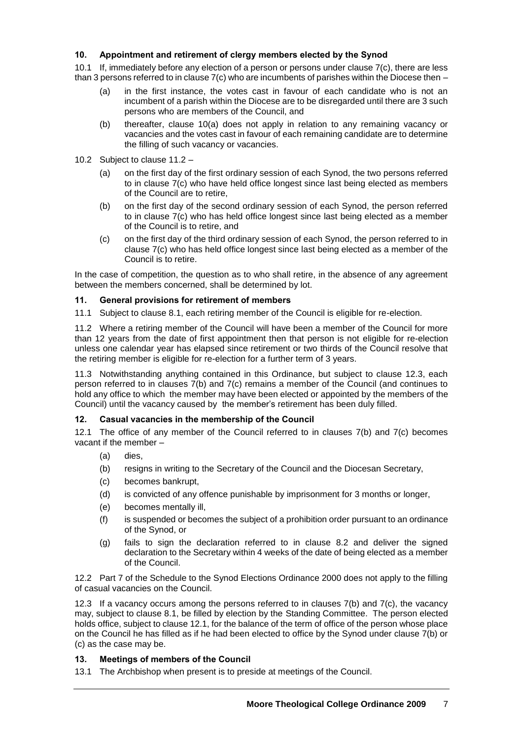### 10. Appointment and retirement of clergy members elected by the Synod

10.1 If, immediately before any election of a person or persons under clause 7(c), there are less than 3 persons referred to in clause 7(c) who are incumbents of parishes within the Diocese then –

(a) in the first instance, the votes cast in favour of each candidate who is not an incumbent of a parish within the Diocese are to be disregarded until there are 3 such persons who are members of the Council, and

(b) thereafter, clause 10(a) does not apply in relation to any remaining vacancy or vacancies and the votes cast in favour of each remaining candidate are to determine the filling of such vacancy or vacancies.

10.2 Subject to clause 11.2 –

(a) on the first day of the first ordinary session of each Synod, the two persons referred to in clause 7(c) who have held office longest since last being elected as members of the Council are to retire,

(b) on the first day of the second ordinary session of each Synod, the person referred to in clause 7(c) who has held office longest since last being elected as a member of the Council is to retire, and

(c) on the first day of the third ordinary session of each Synod, the person referred to in clause 7(c) who has held office longest since last being elected as a member of the Council is to retire.

In the case of competition, the question as to who shall retire, in the absence of any agreement between the members concerned, shall be determined by lot.

### 11. General provisions for retirement of members

11.1 Subject to clause 8.1, each retiring member of the Council is eligible for re-election.

11.2 Where a retiring member of the Council will have been a member of the Council for more than 12 years from the date of first appointment then that person is not eligible for re-election unless one calendar year has elapsed since retirement or two thirds of the Council resolve that the retiring member is eligible for re-election for a further term of 3 years.

11.3 Notwithstanding anything contained in this Ordinance, but subject to clause 12.3, each person referred to in clauses 7(b) and 7(c) remains a member of the Council (and continues to hold any office to which the member may have been elected or appointed by the members of the Council) until the vacancy caused by the member's retirement has been duly filled.

### 12. Casual vacancies in the membership of the Council

12.1 The office of any member of the Council referred to in clauses 7(b) and 7(c) becomes vacant if the member –

(a) dies,

(b) resigns in writing to the Secretary of the Council and the Diocesan Secretary,

(c) becomes bankrupt,

(d) is convicted of any offence punishable by imprisonment for 3 months or longer,

(e) becomes mentally ill,

(f) is suspended or becomes the subject of a prohibition order pursuant to an ordinance of the Synod, or

(g) fails to sign the declaration referred to in clause 8.2 and deliver the signed declaration to the Secretary within 4 weeks of the date of being elected as a member of the Council.

12.2 Part 7 of the Schedule to the Synod Elections Ordinance 2000 does not apply to the filling of casual vacancies on the Council.

12.3 If a vacancy occurs among the persons referred to in clauses 7(b) and 7(c), the vacancy may, subject to clause 8.1, be filled by election by the Standing Committee. The person elected holds office, subject to clause 12.1, for the balance of the term of office of the person whose place on the Council he has filled as if he had been elected to office by the Synod under clause 7(b) or (c) as the case may be.

### 13. Meetings of members of the Council

13.1 The Archbishop when present is to preside at meetings of the Council.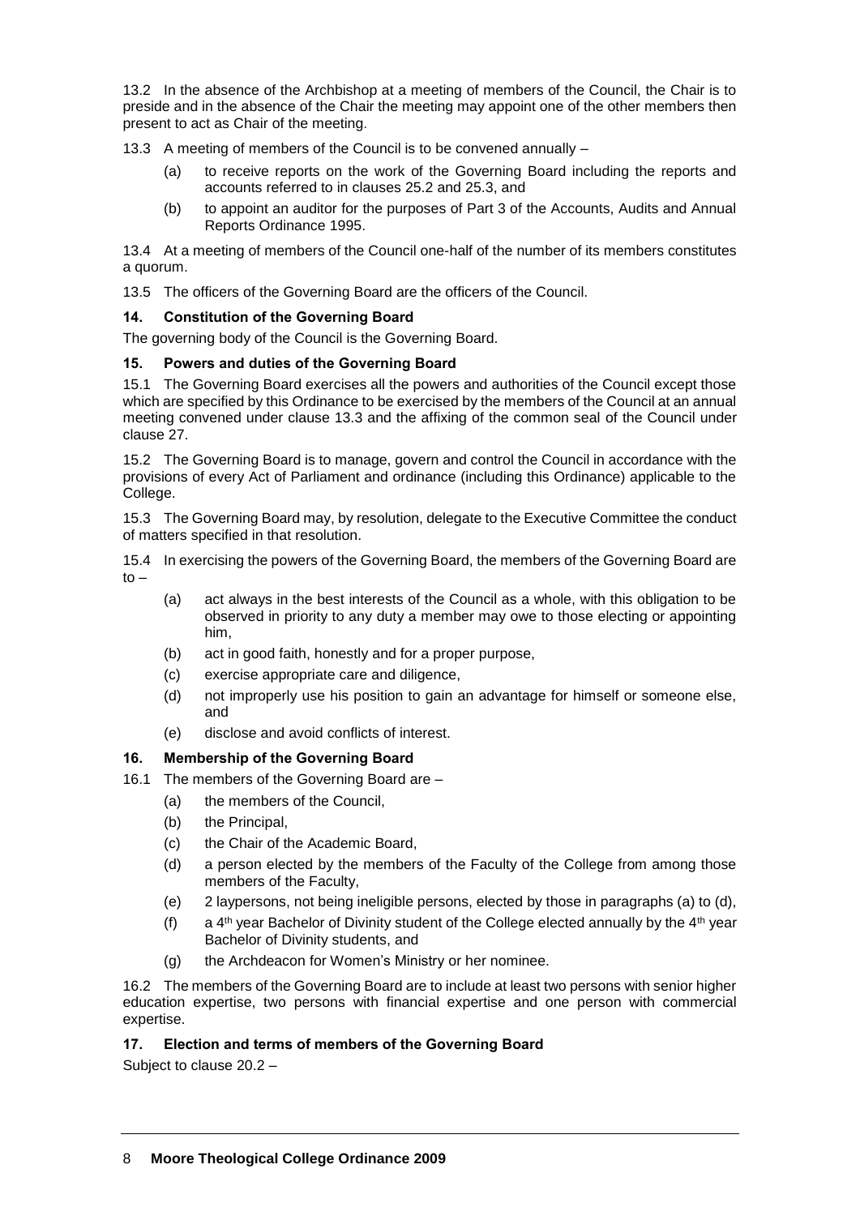13.2 In the absence of the Archbishop at a meeting of members of the Council, the Chair is to preside and in the absence of the Chair the meeting may appoint one of the other members then present to act as Chair of the meeting.

13.3 A meeting of members of the Council is to be convened annually –

- (a) to receive reports on the work of the Governing Board including the reports and accounts referred to in clauses 25.2 and 25.3, and
- (b) to appoint an auditor for the purposes of Part 3 of the Accounts, Audits and Annual Reports Ordinance 1995.

13.4 At a meeting of members of the Council one-half of the number of its members constitutes a quorum.

13.5 The officers of the Governing Board are the officers of the Council.

### 14. Constitution of the Governing Board

The governing body of the Council is the Governing Board.

### 15. Powers and duties of the Governing Board

15.1 The Governing Board exercises all the powers and authorities of the Council except those which are specified by this Ordinance to be exercised by the members of the Council at an annual meeting convened under clause 13.3 and the affixing of the common seal of the Council under clause 27.

15.2 The Governing Board is to manage, govern and control the Council in accordance with the provisions of every Act of Parliament and ordinance (including this Ordinance) applicable to the College.

15.3 The Governing Board may, by resolution, delegate to the Executive Committee the conduct of matters specified in that resolution.

15.4 In exercising the powers of the Governing Board, the members of the Governing Board are to –

- (a) act always in the best interests of the Council as a whole, with this obligation to be observed in priority to any duty a member may owe to those electing or appointing him,
- (b) act in good faith, honestly and for a proper purpose,
- (c) exercise appropriate care and diligence,
- (d) not improperly use his position to gain an advantage for himself or someone else, and
- (e) disclose and avoid conflicts of interest.

### 16. Membership of the Governing Board

16.1 The members of the Governing Board are –

- (a) the members of the Council,
- (b) the Principal,
- (c) the Chair of the Academic Board,
- (d) a person elected by the members of the Faculty of the College from among those members of the Faculty,
- (e) 2 laypersons, not being ineligible persons, elected by those in paragraphs (a) to (d),
- (f) a 4th year Bachelor of Divinity student of the College elected annually by the 4th year Bachelor of Divinity students, and
- (g) the Archdeacon for Women's Ministry or her nominee.

16.2 The members of the Governing Board are to include at least two persons with senior higher education expertise, two persons with financial expertise and one person with commercial expertise.

### 17. Election and terms of members of the Governing Board

Subject to clause 20.2 –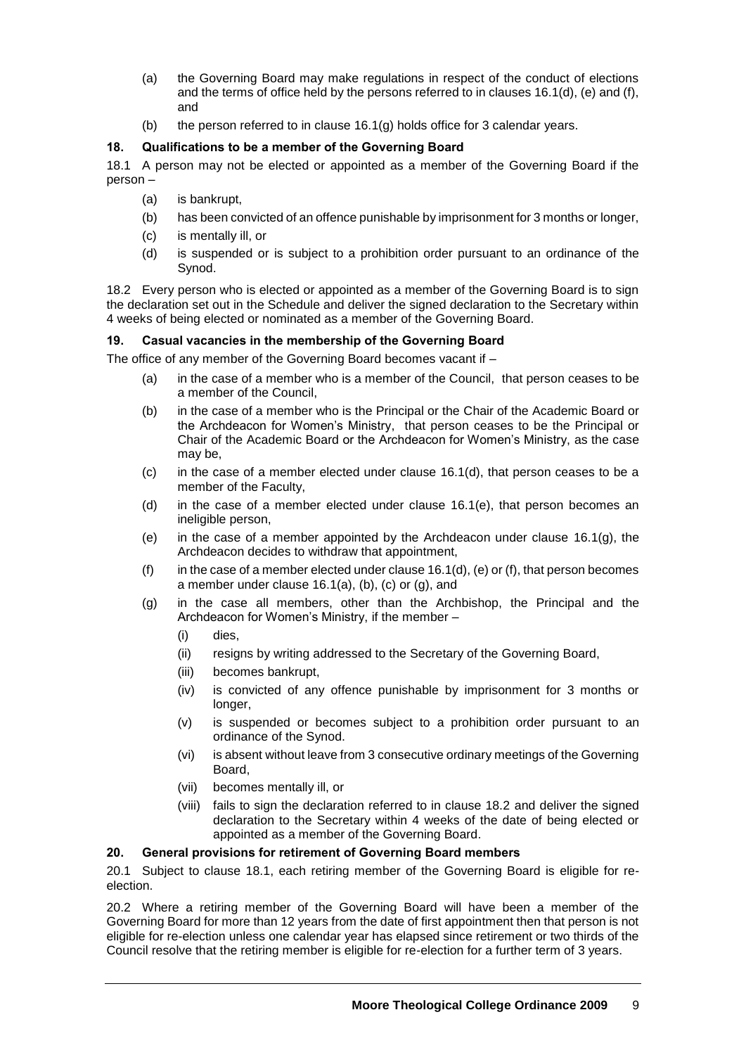(a) the Governing Board may make regulations in respect of the conduct of elections and the terms of office held by the persons referred to in clauses 16.1(d), (e) and (f), and

(b) the person referred to in clause 16.1(g) holds office for 3 calendar years.

### 18. Qualifications to be a member of the Governing Board

18.1 A person may not be elected or appointed as a member of the Governing Board if the person –

(a) is bankrupt,

(b) has been convicted of an offence punishable by imprisonment for 3 months or longer,

(c) is mentally ill, or

(d) is suspended or is subject to a prohibition order pursuant to an ordinance of the Synod.

18.2 Every person who is elected or appointed as a member of the Governing Board is to sign the declaration set out in the Schedule and deliver the signed declaration to the Secretary within 4 weeks of being elected or nominated as a member of the Governing Board.

### 19. Casual vacancies in the membership of the Governing Board

The office of any member of the Governing Board becomes vacant if –

(a) in the case of a member who is a member of the Council, that person ceases to be a member of the Council,

(b) in the case of a member who is the Principal or the Chair of the Academic Board or the Archdeacon for Women's Ministry, that person ceases to be the Principal or Chair of the Academic Board or the Archdeacon for Women's Ministry, as the case may be,

(c) in the case of a member elected under clause 16.1(d), that person ceases to be a member of the Faculty,

(d) in the case of a member elected under clause 16.1(e), that person becomes an ineligible person,

(e) in the case of a member appointed by the Archdeacon under clause 16.1(g), the Archdeacon decides to withdraw that appointment,

(f) in the case of a member elected under clause 16.1(d), (e) or (f), that person becomes a member under clause 16.1(a), (b), (c) or (g), and

(g) in the case all members, other than the Archbishop, the Principal and the Archdeacon for Women's Ministry, if the member –

(i) dies,

(ii) resigns by writing addressed to the Secretary of the Governing Board,

(iii) becomes bankrupt,

(iv) is convicted of any offence punishable by imprisonment for 3 months or longer,

(v) is suspended or becomes subject to a prohibition order pursuant to an ordinance of the Synod.

(vi) is absent without leave from 3 consecutive ordinary meetings of the Governing Board,

(vii) becomes mentally ill, or

(viii) fails to sign the declaration referred to in clause 18.2 and deliver the signed declaration to the Secretary within 4 weeks of the date of being elected or appointed as a member of the Governing Board.

### 20. General provisions for retirement of Governing Board members

20.1 Subject to clause 18.1, each retiring member of the Governing Board is eligible for re-election.

20.2 Where a retiring member of the Governing Board will have been a member of the Governing Board for more than 12 years from the date of first appointment then that person is not eligible for re-election unless one calendar year has elapsed since retirement or two thirds of the Council resolve that the retiring member is eligible for re-election for a further term of 3 years.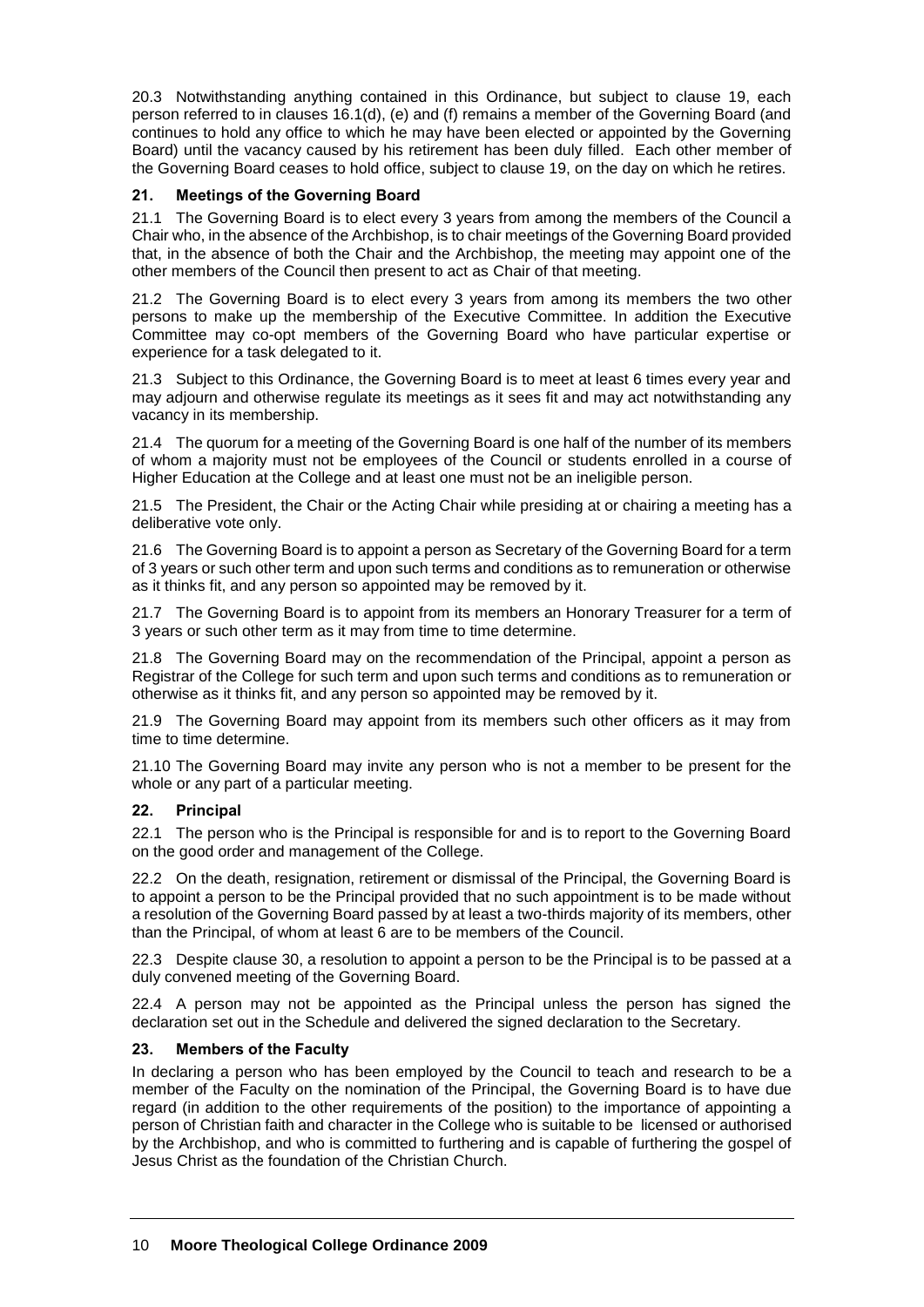20.3 Notwithstanding anything contained in this Ordinance, but subject to clause 19, each person referred to in clauses 16.1(d), (e) and (f) remains a member of the Governing Board (and continues to hold any office to which he may have been elected or appointed by the Governing Board) until the vacancy caused by his retirement has been duly filled. Each other member of the Governing Board ceases to hold office, subject to clause 19, on the day on which he retires.

### 21. Meetings of the Governing Board

21.1 The Governing Board is to elect every 3 years from among the members of the Council a Chair who, in the absence of the Archbishop, is to chair meetings of the Governing Board provided that, in the absence of both the Chair and the Archbishop, the meeting may appoint one of the other members of the Council then present to act as Chair of that meeting.

21.2 The Governing Board is to elect every 3 years from among its members the two other persons to make up the membership of the Executive Committee. In addition the Executive Committee may co-opt members of the Governing Board who have particular expertise or experience for a task delegated to it.

21.3 Subject to this Ordinance, the Governing Board is to meet at least 6 times every year and may adjourn and otherwise regulate its meetings as it sees fit and may act notwithstanding any vacancy in its membership.

21.4 The quorum for a meeting of the Governing Board is one half of the number of its members of whom a majority must not be employees of the Council or students enrolled in a course of Higher Education at the College and at least one must not be an ineligible person.

21.5 The President, the Chair or the Acting Chair while presiding at or chairing a meeting has a deliberative vote only.

21.6 The Governing Board is to appoint a person as Secretary of the Governing Board for a term of 3 years or such other term and upon such terms and conditions as to remuneration or otherwise as it thinks fit, and any person so appointed may be removed by it.

21.7 The Governing Board is to appoint from its members an Honorary Treasurer for a term of 3 years or such other term as it may from time to time determine.

21.8 The Governing Board may on the recommendation of the Principal, appoint a person as Registrar of the College for such term and upon such terms and conditions as to remuneration or otherwise as it thinks fit, and any person so appointed may be removed by it.

21.9 The Governing Board may appoint from its members such other officers as it may from time to time determine.

21.10 The Governing Board may invite any person who is not a member to be present for the whole or any part of a particular meeting.

### 22. Principal

22.1 The person who is the Principal is responsible for and is to report to the Governing Board on the good order and management of the College.

22.2 On the death, resignation, retirement or dismissal of the Principal, the Governing Board is to appoint a person to be the Principal provided that no such appointment is to be made without a resolution of the Governing Board passed by at least a two-thirds majority of its members, other than the Principal, of whom at least 6 are to be members of the Council.

22.3 Despite clause 30, a resolution to appoint a person to be the Principal is to be passed at a duly convened meeting of the Governing Board.

22.4 A person may not be appointed as the Principal unless the person has signed the declaration set out in the Schedule and delivered the signed declaration to the Secretary.

### 23. Members of the Faculty

In declaring a person who has been employed by the Council to teach and research to be a member of the Faculty on the nomination of the Principal, the Governing Board is to have due regard (in addition to the other requirements of the position) to the importance of appointing a person of Christian faith and character in the College who is suitable to be licensed or authorised by the Archbishop, and who is committed to furthering and is capable of furthering the gospel of Jesus Christ as the foundation of the Christian Church.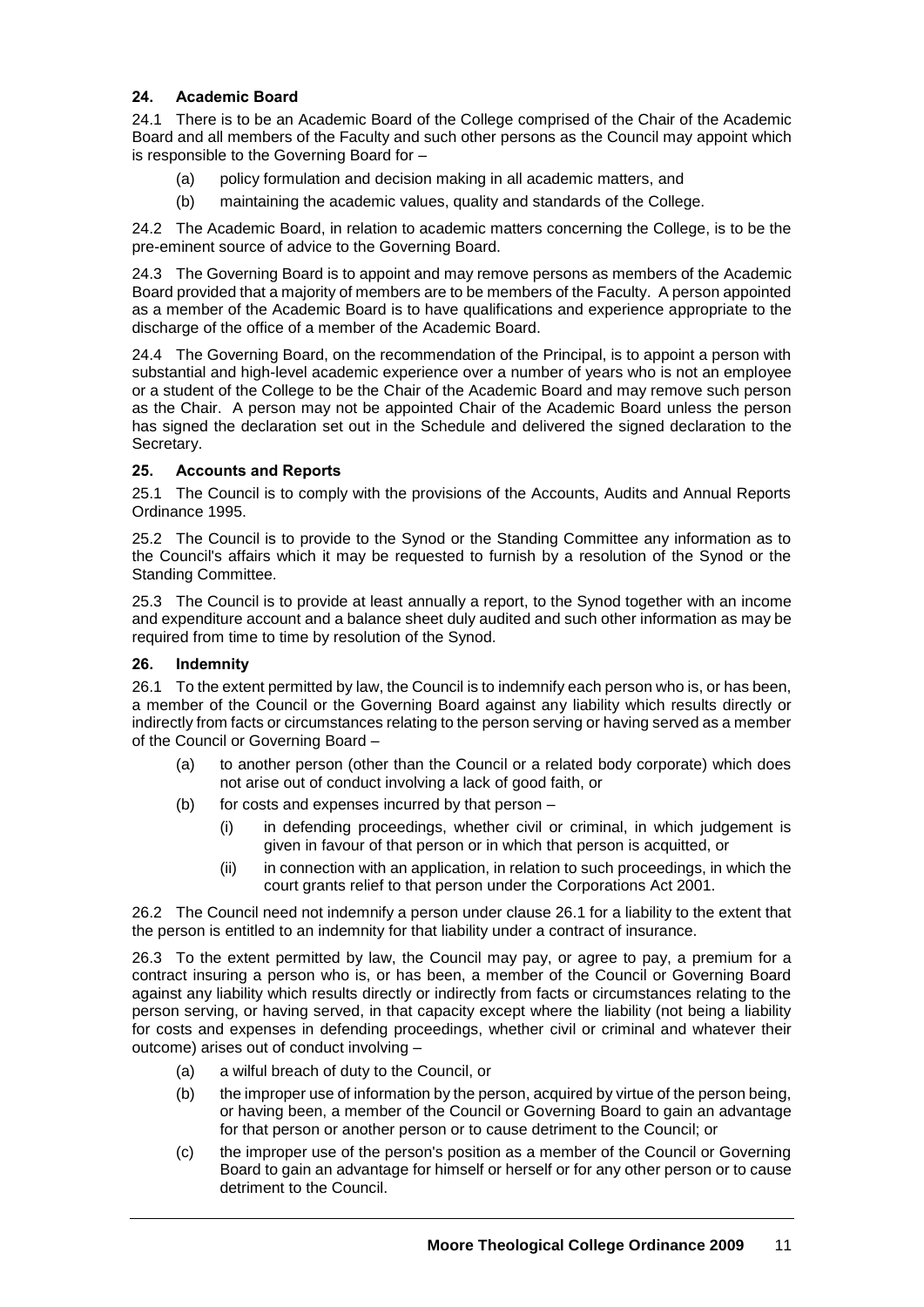## 24. Academic Board

24.1 There is to be an Academic Board of the College comprised of the Chair of the Academic Board and all members of the Faculty and such other persons as the Council may appoint which is responsible to the Governing Board for –

(a) policy formulation and decision making in all academic matters, and

(b) maintaining the academic values, quality and standards of the College.

24.2 The Academic Board, in relation to academic matters concerning the College, is to be the pre-eminent source of advice to the Governing Board.

24.3 The Governing Board is to appoint and may remove persons as members of the Academic Board provided that a majority of members are to be members of the Faculty. A person appointed as a member of the Academic Board is to have qualifications and experience appropriate to the discharge of the office of a member of the Academic Board.

24.4 The Governing Board, on the recommendation of the Principal, is to appoint a person with substantial and high-level academic experience over a number of years who is not an employee or a student of the College to be the Chair of the Academic Board and may remove such person as the Chair. A person may not be appointed Chair of the Academic Board unless the person has signed the declaration set out in the Schedule and delivered the signed declaration to the Secretary.

## 25. Accounts and Reports

25.1 The Council is to comply with the provisions of the Accounts, Audits and Annual Reports Ordinance 1995.

25.2 The Council is to provide to the Synod or the Standing Committee any information as to the Council's affairs which it may be requested to furnish by a resolution of the Synod or the Standing Committee.

25.3 The Council is to provide at least annually a report, to the Synod together with an income and expenditure account and a balance sheet duly audited and such other information as may be required from time to time by resolution of the Synod.

## 26. Indemnity

26.1 To the extent permitted by law, the Council is to indemnify each person who is, or has been, a member of the Council or the Governing Board against any liability which results directly or indirectly from facts or circumstances relating to the person serving or having served as a member of the Council or Governing Board –

(a) to another person (other than the Council or a related body corporate) which does not arise out of conduct involving a lack of good faith, or

(b) for costs and expenses incurred by that person –

  (i) in defending proceedings, whether civil or criminal, in which judgement is given in favour of that person or in which that person is acquitted, or

  (ii) in connection with an application, in relation to such proceedings, in which the court grants relief to that person under the Corporations Act 2001.

26.2 The Council need not indemnify a person under clause 26.1 for a liability to the extent that the person is entitled to an indemnity for that liability under a contract of insurance.

26.3 To the extent permitted by law, the Council may pay, or agree to pay, a premium for a contract insuring a person who is, or has been, a member of the Council or Governing Board against any liability which results directly or indirectly from facts or circumstances relating to the person serving, or having served, in that capacity except where the liability (not being a liability for costs and expenses in defending proceedings, whether civil or criminal and whatever their outcome) arises out of conduct involving –

(a) a wilful breach of duty to the Council, or

(b) the improper use of information by the person, acquired by virtue of the person being, or having been, a member of the Council or Governing Board to gain an advantage for that person or another person or to cause detriment to the Council; or

(c) the improper use of the person's position as a member of the Council or Governing Board to gain an advantage for himself or herself or for any other person or to cause detriment to the Council.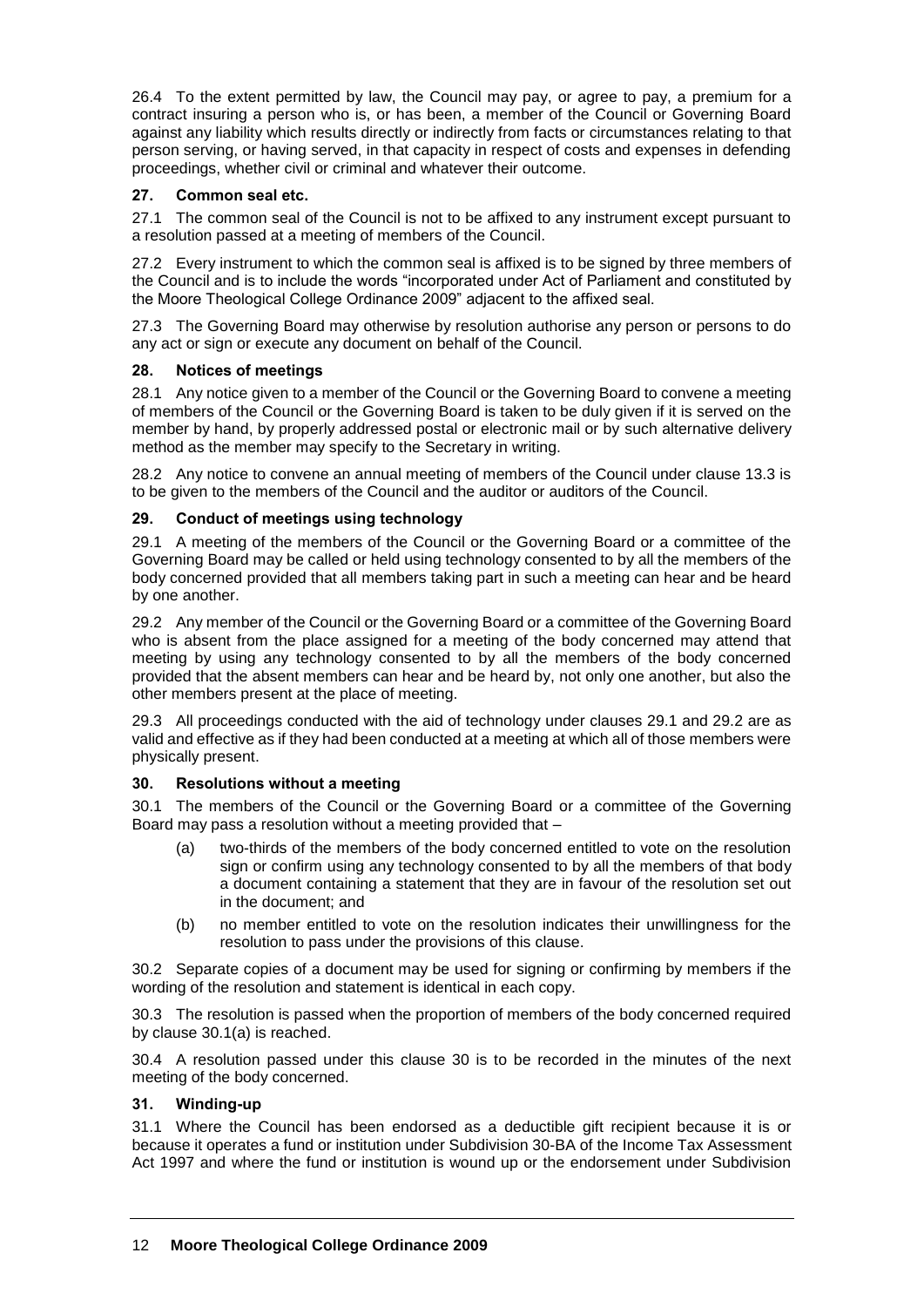26.4 To the extent permitted by law, the Council may pay, or agree to pay, a premium for a contract insuring a person who is, or has been, a member of the Council or Governing Board against any liability which results directly or indirectly from facts or circumstances relating to that person serving, or having served, in that capacity in respect of costs and expenses in defending proceedings, whether civil or criminal and whatever their outcome.

### 27. Common seal etc.

27.1 The common seal of the Council is not to be affixed to any instrument except pursuant to a resolution passed at a meeting of members of the Council.

27.2 Every instrument to which the common seal is affixed is to be signed by three members of the Council and is to include the words "incorporated under Act of Parliament and constituted by the Moore Theological College Ordinance 2009" adjacent to the affixed seal.

27.3 The Governing Board may otherwise by resolution authorise any person or persons to do any act or sign or execute any document on behalf of the Council.

### 28. Notices of meetings

28.1 Any notice given to a member of the Council or the Governing Board to convene a meeting of members of the Council or the Governing Board is taken to be duly given if it is served on the member by hand, by properly addressed postal or electronic mail or by such alternative delivery method as the member may specify to the Secretary in writing.

28.2 Any notice to convene an annual meeting of members of the Council under clause 13.3 is to be given to the members of the Council and the auditor or auditors of the Council.

### 29. Conduct of meetings using technology

29.1 A meeting of the members of the Council or the Governing Board or a committee of the Governing Board may be called or held using technology consented to by all the members of the body concerned provided that all members taking part in such a meeting can hear and be heard by one another.

29.2 Any member of the Council or the Governing Board or a committee of the Governing Board who is absent from the place assigned for a meeting of the body concerned may attend that meeting by using any technology consented to by all the members of the body concerned provided that the absent members can hear and be heard by, not only one another, but also the other members present at the place of meeting.

29.3 All proceedings conducted with the aid of technology under clauses 29.1 and 29.2 are as valid and effective as if they had been conducted at a meeting at which all of those members were physically present.

### 30. Resolutions without a meeting

30.1 The members of the Council or the Governing Board or a committee of the Governing Board may pass a resolution without a meeting provided that –

(a) two-thirds of the members of the body concerned entitled to vote on the resolution sign or confirm using any technology consented to by all the members of that body a document containing a statement that they are in favour of the resolution set out in the document; and

(b) no member entitled to vote on the resolution indicates their unwillingness for the resolution to pass under the provisions of this clause.

30.2 Separate copies of a document may be used for signing or confirming by members if the wording of the resolution and statement is identical in each copy.

30.3 The resolution is passed when the proportion of members of the body concerned required by clause 30.1(a) is reached.

30.4 A resolution passed under this clause 30 is to be recorded in the minutes of the next meeting of the body concerned.

### 31. Winding-up

31.1 Where the Council has been endorsed as a deductible gift recipient because it is or because it operates a fund or institution under Subdivision 30-BA of the Income Tax Assessment Act 1997 and where the fund or institution is wound up or the endorsement under Subdivision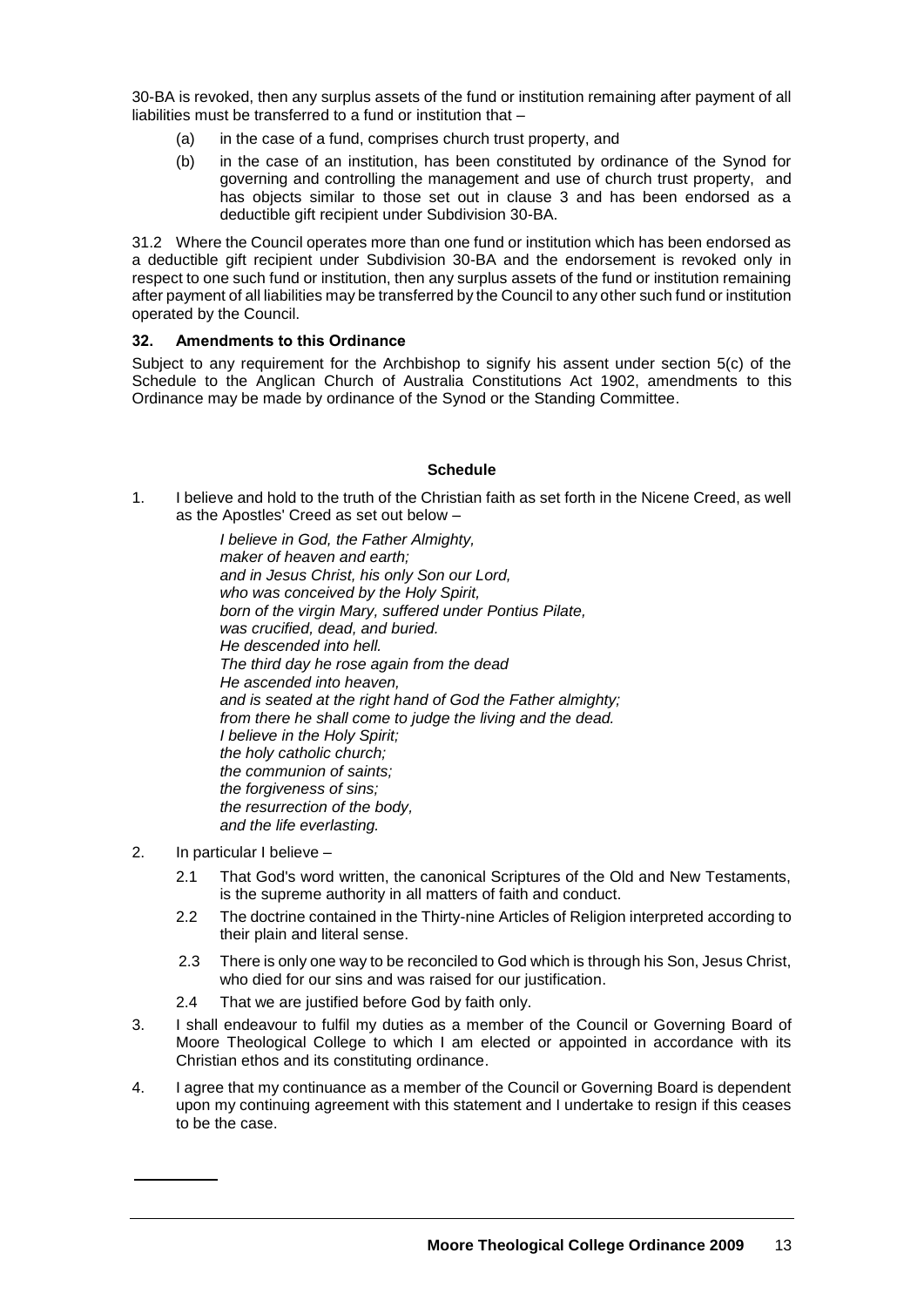30-BA is revoked, then any surplus assets of the fund or institution remaining after payment of all liabilities must be transferred to a fund or institution that –

(a) in the case of a fund, comprises church trust property, and

(b) in the case of an institution, has been constituted by ordinance of the Synod for governing and controlling the management and use of church trust property, and has objects similar to those set out in clause 3 and has been endorsed as a deductible gift recipient under Subdivision 30-BA.

31.2 Where the Council operates more than one fund or institution which has been endorsed as a deductible gift recipient under Subdivision 30-BA and the endorsement is revoked only in respect to one such fund or institution, then any surplus assets of the fund or institution remaining after payment of all liabilities may be transferred by the Council to any other such fund or institution operated by the Council.

### 32. Amendments to this Ordinance

Subject to any requirement for the Archbishop to signify his assent under section 5(c) of the Schedule to the Anglican Church of Australia Constitutions Act 1902, amendments to this Ordinance may be made by ordinance of the Synod or the Standing Committee.

## Schedule

1. I believe and hold to the truth of the Christian faith as set forth in the Nicene Creed, as well as the Apostles' Creed as set out below –

   *I believe in God, the Father Almighty,*
   *maker of heaven and earth;*
   *and in Jesus Christ, his only Son our Lord,*
   *who was conceived by the Holy Spirit,*
   *born of the virgin Mary, suffered under Pontius Pilate,*
   *was crucified, dead, and buried.*
   *He descended into hell.*
   *The third day he rose again from the dead*
   *He ascended into heaven,*
   *and is seated at the right hand of God the Father almighty;*
   *from there he shall come to judge the living and the dead.*
   *I believe in the Holy Spirit;*
   *the holy catholic church;*
   *the communion of saints;*
   *the forgiveness of sins;*
   *the resurrection of the body,*
   *and the life everlasting.*

2. In particular I believe –

   2.1 That God's word written, the canonical Scriptures of the Old and New Testaments, is the supreme authority in all matters of faith and conduct.

   2.2 The doctrine contained in the Thirty-nine Articles of Religion interpreted according to their plain and literal sense.

   2.3 There is only one way to be reconciled to God which is through his Son, Jesus Christ, who died for our sins and was raised for our justification.

   2.4 That we are justified before God by faith only.

3. I shall endeavour to fulfil my duties as a member of the Council or Governing Board of Moore Theological College to which I am elected or appointed in accordance with its Christian ethos and its constituting ordinance.

4. I agree that my continuance as a member of the Council or Governing Board is dependent upon my continuing agreement with this statement and I undertake to resign if this ceases to be the case.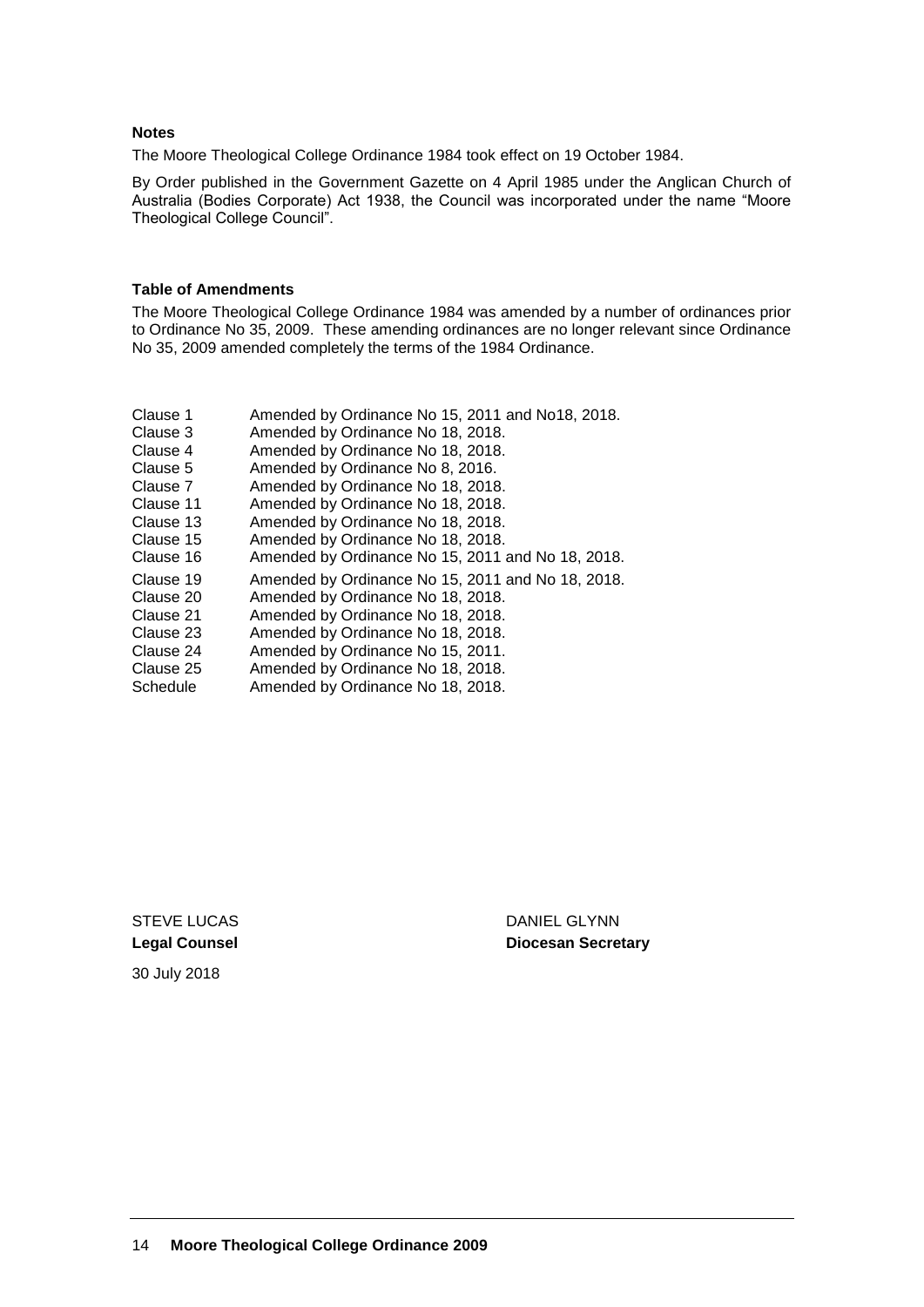**Notes**

The Moore Theological College Ordinance 1984 took effect on 19 October 1984.

By Order published in the Government Gazette on 4 April 1985 under the Anglican Church of Australia (Bodies Corporate) Act 1938, the Council was incorporated under the name "Moore Theological College Council".

**Table of Amendments**

The Moore Theological College Ordinance 1984 was amended by a number of ordinances prior to Ordinance No 35, 2009. These amending ordinances are no longer relevant since Ordinance No 35, 2009 amended completely the terms of the 1984 Ordinance.

| | |
|---|---|
| Clause 1 | Amended by Ordinance No 15, 2011 and No18, 2018. |
| Clause 3 | Amended by Ordinance No 18, 2018. |
| Clause 4 | Amended by Ordinance No 18, 2018. |
| Clause 5 | Amended by Ordinance No 8, 2016. |
| Clause 7 | Amended by Ordinance No 18, 2018. |
| Clause 11 | Amended by Ordinance No 18, 2018. |
| Clause 13 | Amended by Ordinance No 18, 2018. |
| Clause 15 | Amended by Ordinance No 18, 2018. |
| Clause 16 | Amended by Ordinance No 15, 2011 and No 18, 2018. |
| Clause 19 | Amended by Ordinance No 15, 2011 and No 18, 2018. |
| Clause 20 | Amended by Ordinance No 18, 2018. |
| Clause 21 | Amended by Ordinance No 18, 2018. |
| Clause 23 | Amended by Ordinance No 18, 2018. |
| Clause 24 | Amended by Ordinance No 15, 2011. |
| Clause 25 | Amended by Ordinance No 18, 2018. |
| Schedule | Amended by Ordinance No 18, 2018. |

STEVE LUCAS
**Legal Counsel**

DANIEL GLYNN
**Diocesan Secretary**

30 July 2018